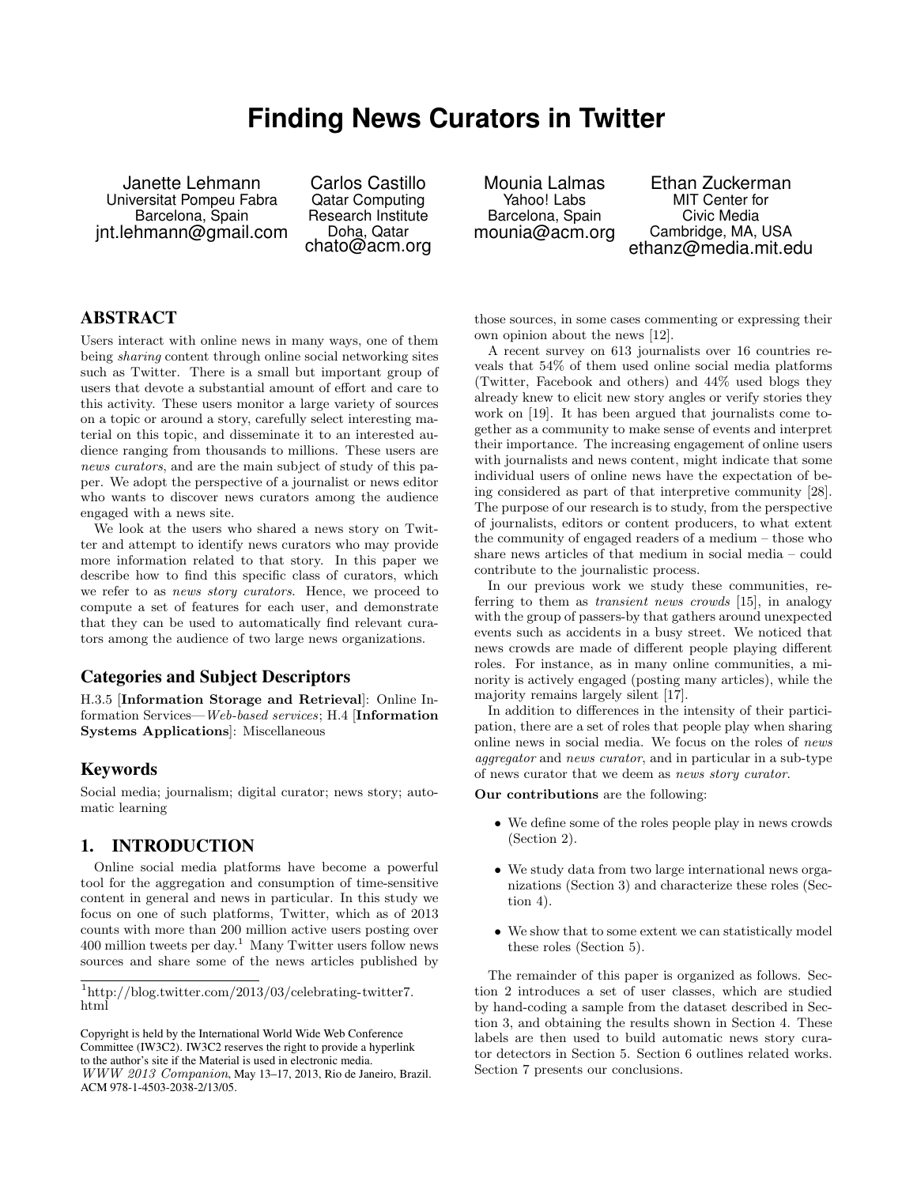# Finding News Curators in Twitter

Janette Lehmann
Universitat Pompeu Fabra
Barcelona, Spain
jnt.lehmann@gmail.com

Carlos Castillo
Qatar Computing Research Institute
Doha, Qatar
chato@acm.org

Mounia Lalmas
Yahoo! Labs
Barcelona, Spain
mounia@acm.org

Ethan Zuckerman
MIT Center for Civic Media
Cambridge, MA, USA
ethanz@media.mit.edu

## ABSTRACT

Users interact with online news in many ways, one of them being *sharing* content through online social networking sites such as Twitter. There is a small but important group of users that devote a substantial amount of effort and care to this activity. These users monitor a large variety of sources on a topic or around a story, carefully select interesting material on this topic, and disseminate it to an interested audience ranging from thousands to millions. These users are *news curators*, and are the main subject of study of this paper. We adopt the perspective of a journalist or news editor who wants to discover news curators among the audience engaged with a news site.

We look at the users who shared a news story on Twitter and attempt to identify news curators who may provide more information related to that story. In this paper we describe how to find this specific class of curators, which we refer to as *news story curators*. Hence, we proceed to compute a set of features for each user, and demonstrate that they can be used to automatically find relevant curators among the audience of two large news organizations.

## Categories and Subject Descriptors

H.3.5 [**Information Storage and Retrieval**]: Online Information Services—*Web-based services*; H.4 [**Information Systems Applications**]: Miscellaneous

## Keywords

Social media; journalism; digital curator; news story; automatic learning

## 1. INTRODUCTION

Online social media platforms have become a powerful tool for the aggregation and consumption of time-sensitive content in general and news in particular. In this study we focus on one of such platforms, Twitter, which as of 2013 counts with more than 200 million active users posting over 400 million tweets per day.[1] Many Twitter users follow news sources and share some of the news articles published by those sources, in some cases commenting or expressing their own opinion about the news [12].

A recent survey on 613 journalists over 16 countries reveals that 54% of them used online social media platforms (Twitter, Facebook and others) and 44% used blogs they already knew to elicit new story angles or verify stories they work on [19]. It has been argued that journalists come together as a community to make sense of events and interpret their importance. The increasing engagement of online users with journalists and news content, might indicate that some individual users of online news have the expectation of being considered as part of that interpretive community [28]. The purpose of our research is to study, from the perspective of journalists, editors or content producers, to what extent the community of engaged readers of a medium – those who share news articles of that medium in social media – could contribute to the journalistic process.

In our previous work we study these communities, referring to them as *transient news crowds* [15], in analogy with the group of passers-by that gathers around unexpected events such as accidents in a busy street. We noticed that news crowds are made of different people playing different roles. For instance, as in many online communities, a minority is actively engaged (posting many articles), while the majority remains largely silent [17].

In addition to differences in the intensity of their participation, there are a set of roles that people play when sharing online news in social media. We focus on the roles of *news aggregator* and *news curator*, and in particular in a sub-type of news curator that we deem as *news story curator*.

**Our contributions** are the following:

- We define some of the roles people play in news crowds (Section 2).
- We study data from two large international news organizations (Section 3) and characterize these roles (Section 4).
- We show that to some extent we can statistically model these roles (Section 5).

The remainder of this paper is organized as follows. Section 2 introduces a set of user classes, which are studied by hand-coding a sample from the dataset described in Section 3, and obtaining the results shown in Section 4. These labels are then used to build automatic news story curator detectors in Section 5. Section 6 outlines related works. Section 7 presents our conclusions.

[1] http://blog.twitter.com/2013/03/celebrating-twitter7.html

Copyright is held by the International World Wide Web Conference Committee (IW3C2). IW3C2 reserves the right to provide a hyperlink to the author's site if the Material is used in electronic media.
*WWW 2013 Companion*, May 13–17, 2013, Rio de Janeiro, Brazil.
ACM 978-1-4503-2038-2/13/05.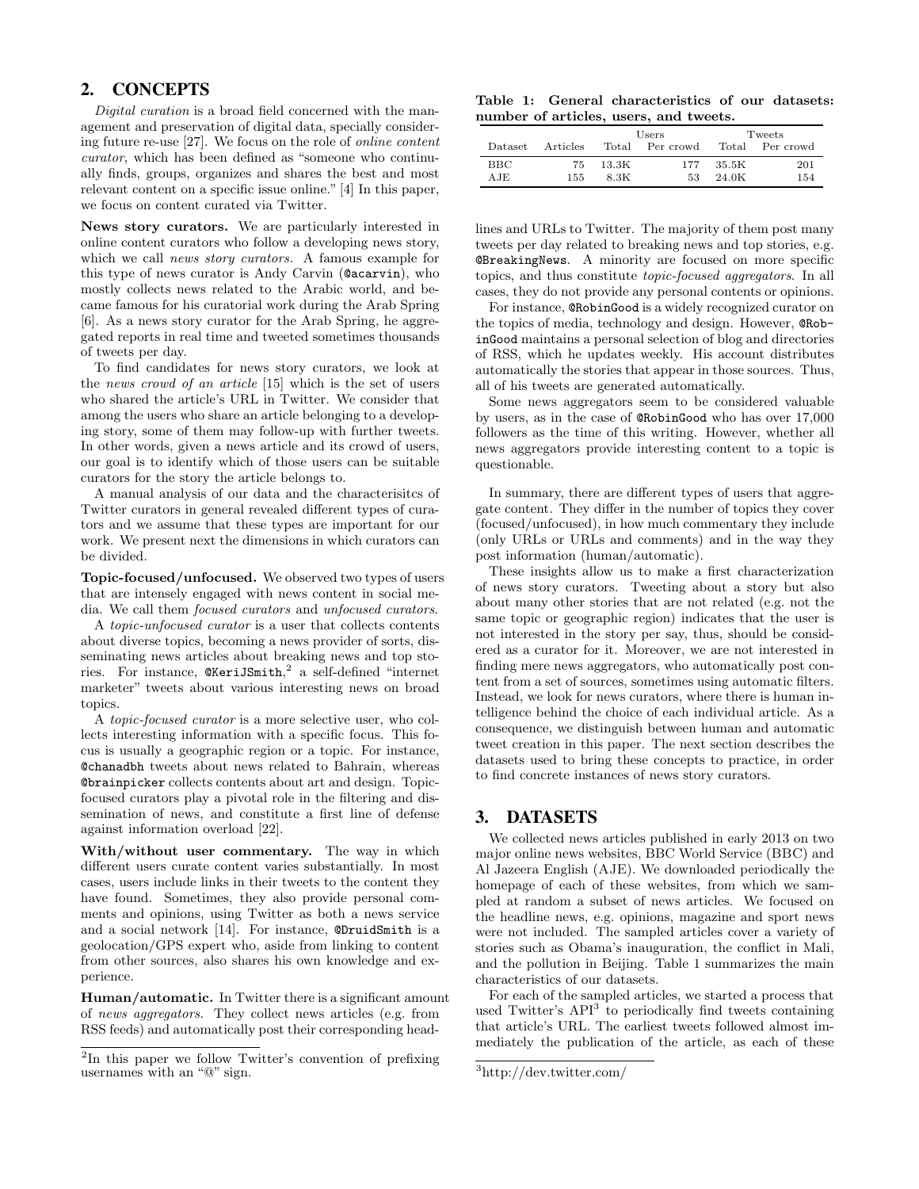## 2. CONCEPTS

*Digital curation* is a broad field concerned with the management and preservation of digital data, specially considering future re-use [27]. We focus on the role of *online content curator*, which has been defined as "someone who continually finds, groups, organizes and shares the best and most relevant content on a specific issue online." [4] In this paper, we focus on content curated via Twitter.

**News story curators.** We are particularly interested in online content curators who follow a developing news story, which we call *news story curators*. A famous example for this type of news curator is Andy Carvin (@acarvin), who mostly collects news related to the Arabic world, and became famous for his curatorial work during the Arab Spring [6]. As a news story curator for the Arab Spring, he aggregated reports in real time and tweeted sometimes thousands of tweets per day.

To find candidates for news story curators, we look at the *news crowd of an article* [15] which is the set of users who shared the article's URL in Twitter. We consider that among the users who share an article belonging to a developing story, some of them may follow-up with further tweets. In other words, given a news article and its crowd of users, our goal is to identify which of those users can be suitable curators for the story the article belongs to.

A manual analysis of our data and the characterisitcs of Twitter curators in general revealed different types of curators and we assume that these types are important for our work. We present next the dimensions in which curators can be divided.

**Topic-focused/unfocused.** We observed two types of users that are intensely engaged with news content in social media. We call them *focused curators* and *unfocused curators*.

A *topic-unfocused curator* is a user that collects contents about diverse topics, becoming a news provider of sorts, disseminating news articles about breaking news and top stories. For instance, @KeriJSmith,[2] a self-defined "internet marketer" tweets about various interesting news on broad topics.

A *topic-focused curator* is a more selective user, who collects interesting information with a specific focus. This focus is usually a geographic region or a topic. For instance, @chanadbh tweets about news related to Bahrain, whereas @brainpicker collects contents about art and design. Topic-focused curators play a pivotal role in the filtering and dissemination of news, and constitute a first line of defense against information overload [22].

**With/without user commentary.** The way in which different users curate content varies substantially. In most cases, users include links in their tweets to the content they have found. Sometimes, they also provide personal comments and opinions, using Twitter as both a news service and a social network [14]. For instance, @DruidSmith is a geolocation/GPS expert who, aside from linking to content from other sources, also shares his own knowledge and experience.

**Human/automatic.** In Twitter there is a significant amount of *news aggregators*. They collect news articles (e.g. from RSS feeds) and automatically post their corresponding headlines and URLs to Twitter. The majority of them post many tweets per day related to breaking news and top stories, e.g. @BreakingNews. A minority are focused on more specific topics, and thus constitute *topic-focused aggregators*. In all cases, they do not provide any personal contents or opinions.

For instance, @RobinGood is a widely recognized curator on the topics of media, technology and design. However, @RobinGood maintains a personal selection of blog and directories of RSS, which he updates weekly. His account distributes automatically the stories that appear in those sources. Thus, all of his tweets are generated automatically.

Some news aggregators seem to be considered valuable by users, as in the case of @RobinGood who has over 17,000 followers as the time of this writing. However, whether all news aggregators provide interesting content to a topic is questionable.

In summary, there are different types of users that aggregate content. They differ in the number of topics they cover (focused/unfocused), in how much commentary they include (only URLs or URLs and comments) and in the way they post information (human/automatic).

These insights allow us to make a first characterization of news story curators. Tweeting about a story but also about many other stories that are not related (e.g. not the same topic or geographic region) indicates that the user is not interested in the story per say, thus, should be considered as a curator for it. Moreover, we are not interested in finding mere news aggregators, who automatically post content from a set of sources, sometimes using automatic filters. Instead, we look for news curators, where there is human intelligence behind the choice of each individual article. As a consequence, we distinguish between human and automatic tweet creation in this paper. The next section describes the datasets used to bring these concepts to practice, in order to find concrete instances of news story curators.

**Table 1: General characteristics of our datasets: number of articles, users, and tweets.**

| | | Users | | Tweets | |
|---|---|---|---|---|---|
| Dataset | Articles | Total | Per crowd | Total | Per crowd |
| BBC | 75 | 13.3K | 177 | 35.5K | 201 |
| AJE | 155 | 8.3K | 53 | 24.0K | 154 |

## 3. DATASETS

We collected news articles published in early 2013 on two major online news websites, BBC World Service (BBC) and Al Jazeera English (AJE). We downloaded periodically the homepage of each of these websites, from which we sampled at random a subset of news articles. We focused on the headline news, e.g. opinions, magazine and sport news were not included. The sampled articles cover a variety of stories such as Obama's inauguration, the conflict in Mali, and the pollution in Beijing. Table 1 summarizes the main characteristics of our datasets.

For each of the sampled articles, we started a process that used Twitter's API[3] to periodically find tweets containing that article's URL. The earliest tweets followed almost immediately the publication of the article, as each of these

[2] In this paper we follow Twitter's convention of prefixing usernames with an "@" sign.

[3] http://dev.twitter.com/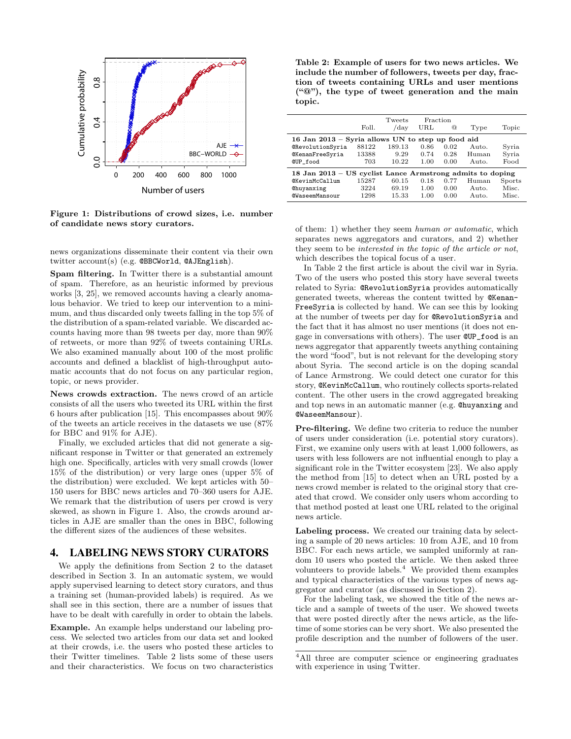Figure 1: Distributions of crowd sizes, i.e. number of candidate news story curators.

news organizations disseminate their content via their own twitter account(s) (e.g. @BBCWorld, @AJEnglish).

**Spam filtering.** In Twitter there is a substantial amount of spam. Therefore, as an heuristic informed by previous works [3, 25], we removed accounts having a clearly anomalous behavior. We tried to keep our intervention to a minimum, and thus discarded only tweets falling in the top 5% of the distribution of a spam-related variable. We discarded accounts having more than 98 tweets per day, more than 90% of retweets, or more than 92% of tweets containing URLs. We also examined manually about 100 of the most prolific accounts and defined a blacklist of high-throughput automatic accounts that do not focus on any particular region, topic, or news provider.

**News crowds extraction.** The news crowd of an article consists of all the users who tweeted its URL within the first 6 hours after publication [15]. This encompasses about 90% of the tweets an article receives in the datasets we use (87% for BBC and 91% for AJE).

Finally, we excluded articles that did not generate a significant response in Twitter or that generated an extremely high one. Specifically, articles with very small crowds (lower 15% of the distribution) or very large ones (upper 5% of the distribution) were excluded. We kept articles with 50–150 users for BBC news articles and 70–360 users for AJE. We remark that the distribution of users per crowd is very skewed, as shown in Figure 1. Also, the crowds around articles in AJE are smaller than the ones in BBC, following the different sizes of the audiences of these websites.

## 4. LABELING NEWS STORY CURATORS

We apply the definitions from Section 2 to the dataset described in Section 3. In an automatic system, we would apply supervised learning to detect story curators, and thus a training set (human-provided labels) is required. As we shall see in this section, there are a number of issues that have to be dealt with carefully in order to obtain the labels.

**Example.** An example helps understand our labeling process. We selected two articles from our data set and looked at their crowds, i.e. the users who posted these articles to their Twitter timelines. Table 2 lists some of these users and their characteristics. We focus on two characteristics of them: 1) whether they seem *human or automatic*, which separates news aggregators and curators, and 2) whether they seem to be *interested in the topic of the article or not*, which describes the topical focus of a user.

**Table 2: Example of users for two news articles. We include the number of followers, tweets per day, fraction of tweets containing URLs and user mentions ("@"), the type of tweet generation and the main topic.**

| | Foll. | Tweets /day | Fraction URL | Fraction @ | Type | Topic |
|---|---|---|---|---|---|---|
| **16 Jan 2013 – Syria allows UN to step up food aid** | | | | | | |
| @RevolutionSyria | 88122 | 189.13 | 0.86 | 0.02 | Auto. | Syria |
| @KenanFreeSyria | 13388 | 9.29 | 0.74 | 0.28 | Human | Syria |
| @UP_food | 703 | 10.22 | 1.00 | 0.00 | Auto. | Food |
| **18 Jan 2013 – US cyclist Lance Armstrong admits to doping** | | | | | | |
| @KevinMcCallum | 15287 | 60.15 | 0.18 | 0.77 | Human | Sports |
| @huyanxing | 3224 | 69.19 | 1.00 | 0.00 | Auto. | Misc. |
| @WaseemMansour | 1298 | 15.33 | 1.00 | 0.00 | Auto. | Misc. |

In Table 2 the first article is about the civil war in Syria. Two of the users who posted this story have several tweets related to Syria: @RevolutionSyria provides automatically generated tweets, whereas the content twitted by @KenanFreeSyria is collected by hand. We can see this by looking at the number of tweets per day for @RevolutionSyria and the fact that it has almost no user mentions (it does not engage in conversations with others). The user @UP_food is an news aggregator that apparently tweets anything containing the word "food", but is not relevant for the developing story about Syria. The second article is on the doping scandal of Lance Armstrong. We could detect one curator for this story, @KevinMcCallum, who routinely collects sports-related content. The other users in the crowd aggregated breaking and top news in an automatic manner (e.g. @huyanxing and @WaseemMansour).

**Pre-filtering.** We define two criteria to reduce the number of users under consideration (i.e. potential story curators). First, we examine only users with at least 1,000 followers, as users with less followers are not influential enough to play a significant role in the Twitter ecosystem [23]. We also apply the method from [15] to detect when an URL posted by a news crowd member is related to the original story that created that crowd. We consider only users whom according to that method posted at least one URL related to the original news article.

**Labeling process.** We created our training data by selecting a sample of 20 news articles: 10 from AJE, and 10 from BBC. For each news article, we sampled uniformly at random 10 users who posted the article. We then asked three volunteers to provide labels.[4] We provided them examples and typical characteristics of the various types of news aggregator and curator (as discussed in Section 2).

For the labeling task, we showed the title of the news article and a sample of tweets of the user. We showed tweets that were posted directly after the news article, as the lifetime of some stories can be very short. We also presented the profile description and the number of followers of the user.

[4] All three are computer science or engineering graduates with experience in using Twitter.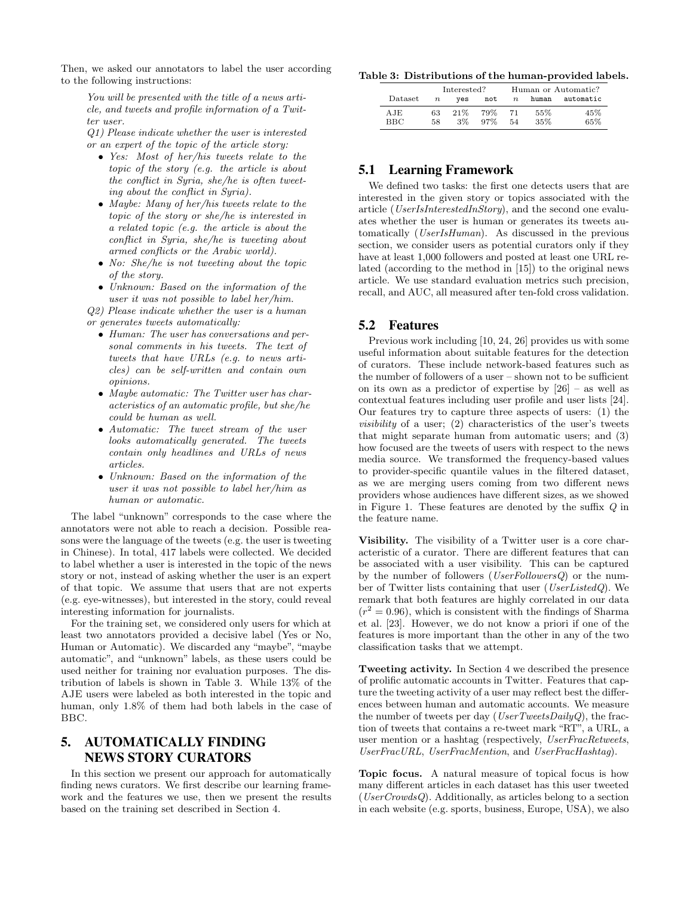Then, we asked our annotators to label the user according to the following instructions:

> *You will be presented with the title of a news article, and tweets and profile information of a Twitter user.*
>
> *Q1) Please indicate whether the user is interested or an expert of the topic of the article story:*
>
> - *Yes: Most of her/his tweets relate to the topic of the story (e.g. the article is about the conflict in Syria, she/he is often tweeting about the conflict in Syria).*
> - *Maybe: Many of her/his tweets relate to the topic of the story or she/he is interested in a related topic (e.g. the article is about the conflict in Syria, she/he is tweeting about armed conflicts or the Arabic world).*
> - *No: She/he is not tweeting about the topic of the story.*
> - *Unknown: Based on the information of the user it was not possible to label her/him.*
>
> *Q2) Please indicate whether the user is a human or generates tweets automatically:*
>
> - *Human: The user has conversations and personal comments in his tweets. The text of tweets that have URLs (e.g. to news articles) can be self-written and contain own opinions.*
> - *Maybe automatic: The Twitter user has characteristics of an automatic profile, but she/he could be human as well.*
> - *Automatic: The tweet stream of the user looks automatically generated. The tweets contain only headlines and URLs of news articles.*
> - *Unknown: Based on the information of the user it was not possible to label her/him as human or automatic.*

The label "unknown" corresponds to the case where the annotators were not able to reach a decision. Possible reasons were the language of the tweets (e.g. the user is tweeting in Chinese). In total, 417 labels were collected. We decided to label whether a user is interested in the topic of the news story or not, instead of asking whether the user is an expert of that topic. We assume that users that are not experts (e.g. eye-witnesses), but interested in the story, could reveal interesting information for journalists.

For the training set, we considered only users for which at least two annotators provided a decisive label (Yes or No, Human or Automatic). We discarded any "maybe", "maybe automatic", and "unknown" labels, as these users could be used neither for training nor evaluation purposes. The distribution of labels is shown in Table 3. While 13% of the AJE users were labeled as both interested in the topic and human, only 1.8% of them had both labels in the case of BBC.

**Table 3: Distributions of the human-provided labels.**

| | Interested? | | | Human or Automatic? | | |
|---|---|---|---|---|---|---|
| Dataset | $n$ | yes | not | $n$ | human | automatic |
| AJE | 63 | 21% | 79% | 71 | 55% | 45% |
| BBC | 58 | 3% | 97% | 54 | 35% | 65% |

## 5. AUTOMATICALLY FINDING NEWS STORY CURATORS

In this section we present our approach for automatically finding news curators. We first describe our learning framework and the features we use, then we present the results based on the training set described in Section 4.

### 5.1 Learning Framework

We defined two tasks: the first one detects users that are interested in the given story or topics associated with the article (*UserIsInterestedInStory*), and the second one evaluates whether the user is human or generates its tweets automatically (*UserIsHuman*). As discussed in the previous section, we consider users as potential curators only if they have at least 1,000 followers and posted at least one URL related (according to the method in [15]) to the original news article. We use standard evaluation metrics such precision, recall, and AUC, all measured after ten-fold cross validation.

### 5.2 Features

Previous work including [10, 24, 26] provides us with some useful information about suitable features for the detection of curators. These include network-based features such as the number of followers of a user – shown not to be sufficient on its own as a predictor of expertise by [26] – as well as contextual features including user profile and user lists [24]. Our features try to capture three aspects of users: (1) the *visibility* of a user; (2) characteristics of the user's tweets that might separate human from automatic users; and (3) how focused are the tweets of users with respect to the news media source. We transformed the frequency-based values to provider-specific quantile values in the filtered dataset, as we are merging users coming from two different news providers whose audiences have different sizes, as we showed in Figure 1. These features are denoted by the suffix *Q* in the feature name.

**Visibility.** The visibility of a Twitter user is a core characteristic of a curator. There are different features that can be associated with a user visibility. This can be captured by the number of followers (*UserFollowersQ*) or the number of Twitter lists containing that user (*UserListedQ*). We remark that both features are highly correlated in our data ($r^2 = 0.96$), which is consistent with the findings of Sharma et al. [23]. However, we do not know a priori if one of the features is more important than the other in any of the two classification tasks that we attempt.

**Tweeting activity.** In Section 4 we described the presence of prolific automatic accounts in Twitter. Features that capture the tweeting activity of a user may reflect best the differences between human and automatic accounts. We measure the number of tweets per day (*UserTweetsDailyQ*), the fraction of tweets that contains a re-tweet mark "RT", a URL, a user mention or a hashtag (respectively, *UserFracRetweets*, *UserFracURL*, *UserFracMention*, and *UserFracHashtag*).

**Topic focus.** A natural measure of topical focus is how many different articles in each dataset has this user tweeted (*UserCrowdsQ*). Additionally, as articles belong to a section in each website (e.g. sports, business, Europe, USA), we also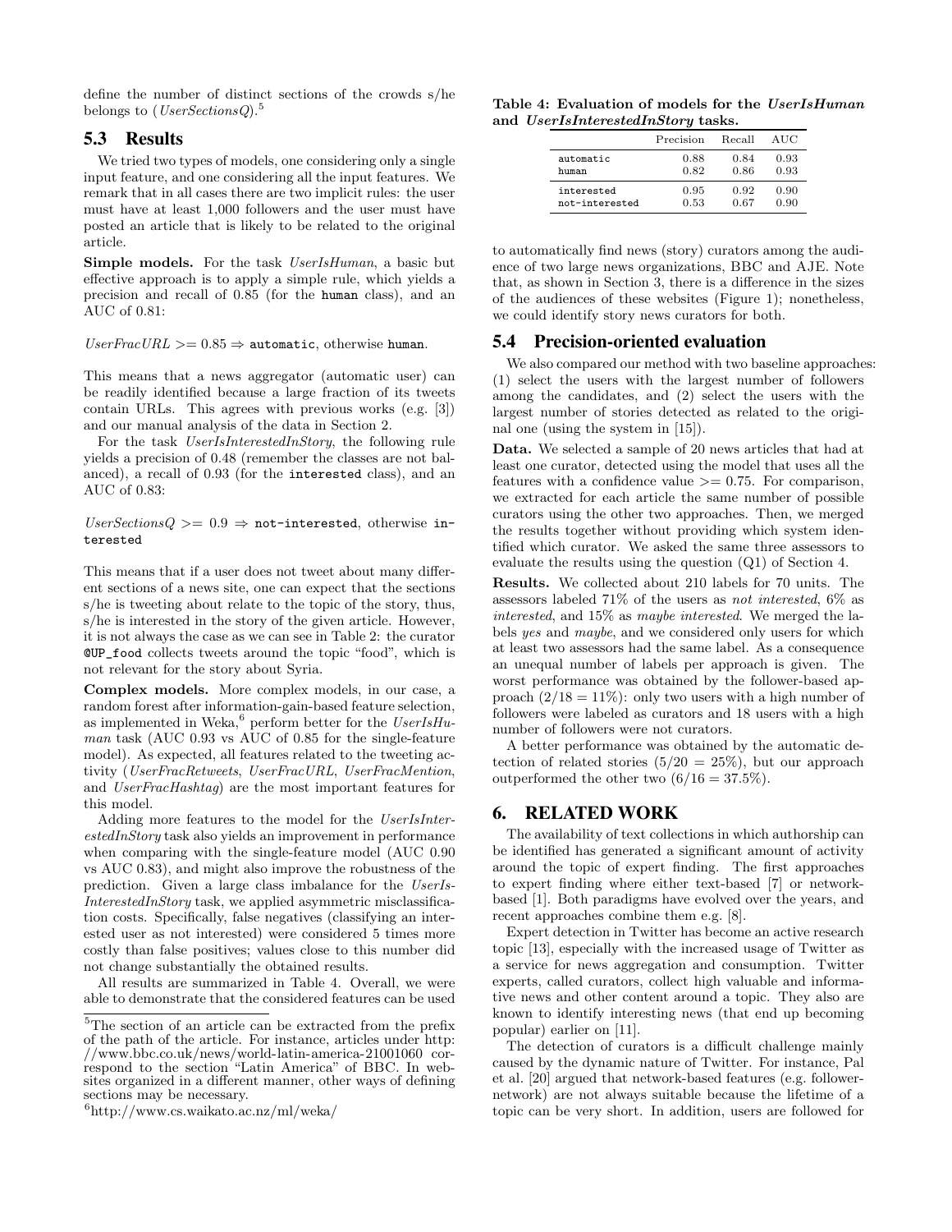define the number of distinct sections of the crowds s/he belongs to (*UserSectionsQ*).[5]

## 5.3 Results

We tried two types of models, one considering only a single input feature, and one considering all the input features. We remark that in all cases there are two implicit rules: the user must have at least 1,000 followers and the user must have posted an article that is likely to be related to the original article.

**Simple models.** For the task *UserIsHuman*, a basic but effective approach is to apply a simple rule, which yields a precision and recall of 0.85 (for the `human` class), and an AUC of 0.81:

*UserFracURL* >= 0.85 ⇒ `automatic`, otherwise `human`.

This means that a news aggregator (automatic user) can be readily identified because a large fraction of its tweets contain URLs. This agrees with previous works (e.g. [3]) and our manual analysis of the data in Section 2.

For the task *UserIsInterestedInStory*, the following rule yields a precision of 0.48 (remember the classes are not balanced), a recall of 0.93 (for the `interested` class), and an AUC of 0.83:

*UserSectionsQ* >= 0.9 ⇒ `not-interested`, otherwise `interested`

This means that if a user does not tweet about many different sections of a news site, one can expect that the sections s/he is tweeting about relate to the topic of the story, thus, s/he is interested in the story of the given article. However, it is not always the case as we can see in Table 2: the curator `@UP_food` collects tweets around the topic "food", which is not relevant for the story about Syria.

**Complex models.** More complex models, in our case, a random forest after information-gain-based feature selection, as implemented in Weka,[6] perform better for the *UserIsHuman* task (AUC 0.93 vs AUC of 0.85 for the single-feature model). As expected, all features related to the tweeting activity (*UserFracRetweets*, *UserFracURL*, *UserFracMention*, and *UserFracHashtag*) are the most important features for this model.

Adding more features to the model for the *UserIsInterestedInStory* task also yields an improvement in performance when comparing with the single-feature model (AUC 0.90 vs AUC 0.83), and might also improve the robustness of the prediction. Given a large class imbalance for the *UserIsInterestedInStory* task, we applied asymmetric misclassification costs. Specifically, false negatives (classifying an interested user as not interested) were considered 5 times more costly than false positives; values close to this number did not change substantially the obtained results.

All results are summarized in Table 4. Overall, we were able to demonstrate that the considered features can be used to automatically find news (story) curators among the audience of two large news organizations, BBC and AJE. Note that, as shown in Section 3, there is a difference in the sizes of the audiences of these websites (Figure 1); nonetheless, we could identify story news curators for both.

**Table 4: Evaluation of models for the *UserIsHuman* and *UserIsInterestedInStory* tasks.**

| | Precision | Recall | AUC |
|---|---|---|---|
| automatic | 0.88 | 0.84 | 0.93 |
| human | 0.82 | 0.86 | 0.93 |
| interested | 0.95 | 0.92 | 0.90 |
| not-interested | 0.53 | 0.67 | 0.90 |

## 5.4 Precision-oriented evaluation

We also compared our method with two baseline approaches: (1) select the users with the largest number of followers among the candidates, and (2) select the users with the largest number of stories detected as related to the original one (using the system in [15]).

**Data.** We selected a sample of 20 news articles that had at least one curator, detected using the model that uses all the features with a confidence value >= 0.75. For comparison, we extracted for each article the same number of possible curators using the other two approaches. Then, we merged the results together without providing which system identified which curator. We asked the same three assessors to evaluate the results using the question (Q1) of Section 4.

**Results.** We collected about 210 labels for 70 units. The assessors labeled 71% of the users as *not interested*, 6% as *interested*, and 15% as *maybe interested*. We merged the labels *yes* and *maybe*, and we considered only users for which at least two assessors had the same label. As a consequence an unequal number of labels per approach is given. The worst performance was obtained by the follower-based approach ($2/18 = 11\%$): only two users with a high number of followers were labeled as curators and 18 users with a high number of followers were not curators.

A better performance was obtained by the automatic detection of related stories ($5/20 = 25\%$), but our approach outperformed the other two ($6/16 = 37.5\%$).

# 6. RELATED WORK

The availability of text collections in which authorship can be identified has generated a significant amount of activity around the topic of expert finding. The first approaches to expert finding where either text-based [7] or network-based [1]. Both paradigms have evolved over the years, and recent approaches combine them e.g. [8].

Expert detection in Twitter has become an active research topic [13], especially with the increased usage of Twitter as a service for news aggregation and consumption. Twitter experts, called curators, collect high valuable and informative news and other content around a topic. They also are known to identify interesting news (that end up becoming popular) earlier on [11].

The detection of curators is a difficult challenge mainly caused by the dynamic nature of Twitter. For instance, Pal et al. [20] argued that network-based features (e.g. follower-network) are not always suitable because the lifetime of a topic can be very short. In addition, users are followed for

[5] The section of an article can be extracted from the prefix of the path of the article. For instance, articles under http://www.bbc.co.uk/news/world-latin-america-21001060 correspond to the section "Latin America" of BBC. In websites organized in a different manner, other ways of defining sections may be necessary.

[6] http://www.cs.waikato.ac.nz/ml/weka/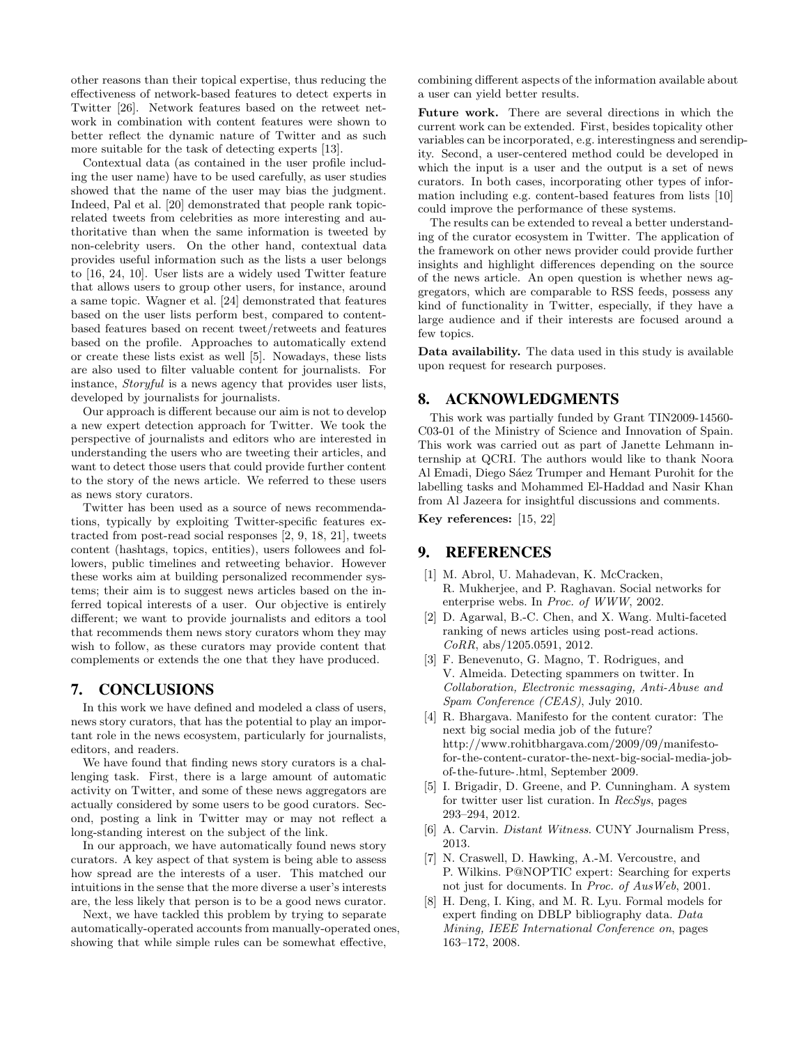other reasons than their topical expertise, thus reducing the effectiveness of network-based features to detect experts in Twitter [26]. Network features based on the retweet network in combination with content features were shown to better reflect the dynamic nature of Twitter and as such more suitable for the task of detecting experts [13].

Contextual data (as contained in the user profile including the user name) have to be used carefully, as user studies showed that the name of the user may bias the judgment. Indeed, Pal et al. [20] demonstrated that people rank topic-related tweets from celebrities as more interesting and authoritative than when the same information is tweeted by non-celebrity users. On the other hand, contextual data provides useful information such as the lists a user belongs to [16, 24, 10]. User lists are a widely used Twitter feature that allows users to group other users, for instance, around a same topic. Wagner et al. [24] demonstrated that features based on the user lists perform best, compared to content-based features based on recent tweet/retweets and features based on the profile. Approaches to automatically extend or create these lists exist as well [5]. Nowadays, these lists are also used to filter valuable content for journalists. For instance, *Storyful* is a news agency that provides user lists, developed by journalists for journalists.

Our approach is different because our aim is not to develop a new expert detection approach for Twitter. We took the perspective of journalists and editors who are interested in understanding the users who are tweeting their articles, and want to detect those users that could provide further content to the story of the news article. We referred to these users as news story curators.

Twitter has been used as a source of news recommendations, typically by exploiting Twitter-specific features extracted from post-read social responses [2, 9, 18, 21], tweets content (hashtags, topics, entities), users followees and followers, public timelines and retweeting behavior. However these works aim at building personalized recommender systems; their aim is to suggest news articles based on the inferred topical interests of a user. Our objective is entirely different; we want to provide journalists and editors a tool that recommends them news story curators whom they may wish to follow, as these curators may provide content that complements or extends the one that they have produced.

## 7. CONCLUSIONS

In this work we have defined and modeled a class of users, news story curators, that has the potential to play an important role in the news ecosystem, particularly for journalists, editors, and readers.

We have found that finding news story curators is a challenging task. First, there is a large amount of automatic activity on Twitter, and some of these news aggregators are actually considered by some users to be good curators. Second, posting a link in Twitter may or may not reflect a long-standing interest on the subject of the link.

In our approach, we have automatically found news story curators. A key aspect of that system is being able to assess how spread are the interests of a user. This matched our intuitions in the sense that the more diverse a user's interests are, the less likely that person is to be a good news curator.

Next, we have tackled this problem by trying to separate automatically-operated accounts from manually-operated ones, showing that while simple rules can be somewhat effective, combining different aspects of the information available about a user can yield better results.

**Future work.** There are several directions in which the current work can be extended. First, besides topicality other variables can be incorporated, e.g. interestingness and serendipity. Second, a user-centered method could be developed in which the input is a user and the output is a set of news curators. In both cases, incorporating other types of information including e.g. content-based features from lists [10] could improve the performance of these systems.

The results can be extended to reveal a better understanding of the curator ecosystem in Twitter. The application of the framework on other news provider could provide further insights and highlight differences depending on the source of the news article. An open question is whether news aggregators, which are comparable to RSS feeds, possess any kind of functionality in Twitter, especially, if they have a large audience and if their interests are focused around a few topics.

**Data availability.** The data used in this study is available upon request for research purposes.

## 8. ACKNOWLEDGMENTS

This work was partially funded by Grant TIN2009-14560-C03-01 of the Ministry of Science and Innovation of Spain. This work was carried out as part of Janette Lehmann internship at QCRI. The authors would like to thank Noora Al Emadi, Diego Sáez Trumper and Hemant Purohit for the labelling tasks and Mohammed El-Haddad and Nasir Khan from Al Jazeera for insightful discussions and comments.

**Key references:** [15, 22]

## 9. REFERENCES

[1] M. Abrol, U. Mahadevan, K. McCracken, R. Mukherjee, and P. Raghavan. Social networks for enterprise webs. In *Proc. of WWW*, 2002.

[2] D. Agarwal, B.-C. Chen, and X. Wang. Multi-faceted ranking of news articles using post-read actions. *CoRR*, abs/1205.0591, 2012.

[3] F. Benevenuto, G. Magno, T. Rodrigues, and V. Almeida. Detecting spammers on twitter. In *Collaboration, Electronic messaging, Anti-Abuse and Spam Conference (CEAS)*, July 2010.

[4] R. Bhargava. Manifesto for the content curator: The next big social media job of the future? http://www.rohitbhargava.com/2009/09/manifesto-for-the-content-curator-the-next-big-social-media-job-of-the-future-.html, September 2009.

[5] I. Brigadir, D. Greene, and P. Cunningham. A system for twitter user list curation. In *RecSys*, pages 293–294, 2012.

[6] A. Carvin. *Distant Witness*. CUNY Journalism Press, 2013.

[7] N. Craswell, D. Hawking, A.-M. Vercoustre, and P. Wilkins. P@NOPTIC expert: Searching for experts not just for documents. In *Proc. of AusWeb*, 2001.

[8] H. Deng, I. King, and M. R. Lyu. Formal models for expert finding on DBLP bibliography data. *Data Mining, IEEE International Conference on*, pages 163–172, 2008.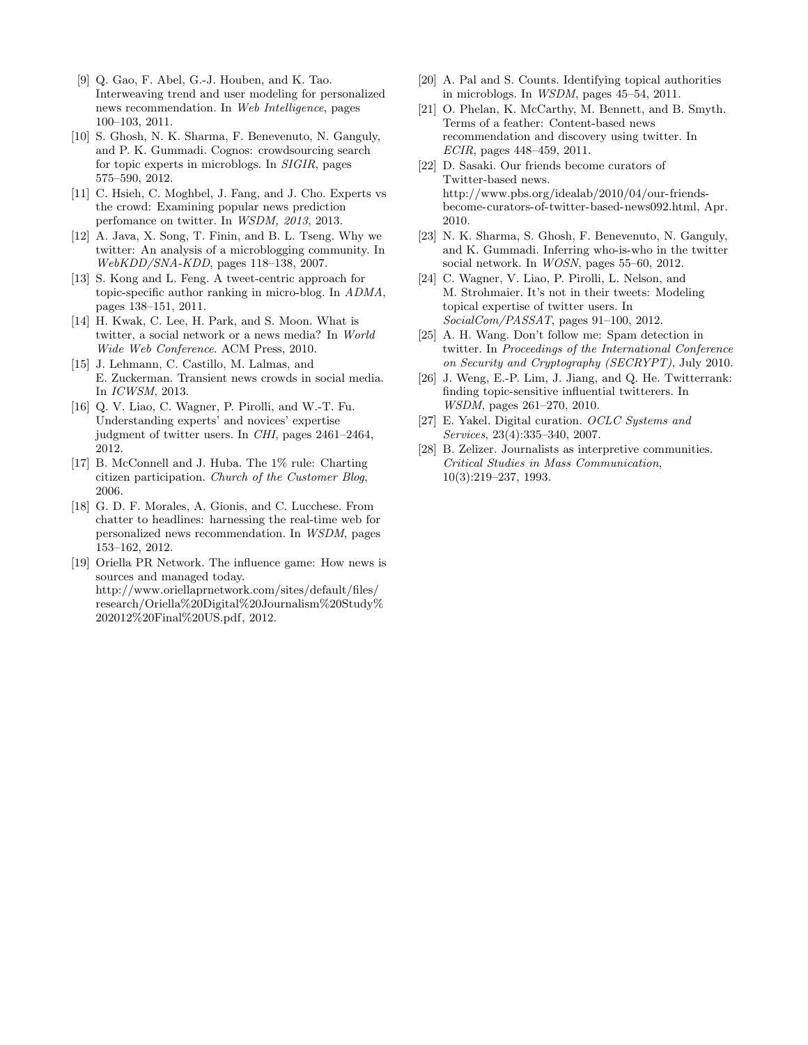[9] Q. Gao, F. Abel, G.-J. Houben, and K. Tao. Interweaving trend and user modeling for personalized news recommendation. In *Web Intelligence*, pages 100–103, 2011.

[10] S. Ghosh, N. K. Sharma, F. Benevenuto, N. Ganguly, and P. K. Gummadi. Cognos: crowdsourcing search for topic experts in microblogs. In *SIGIR*, pages 575–590, 2012.

[11] C. Hsieh, C. Moghbel, J. Fang, and J. Cho. Experts vs the crowd: Examining popular news prediction perfomance on twitter. In *WSDM, 2013*, 2013.

[12] A. Java, X. Song, T. Finin, and B. L. Tseng. Why we twitter: An analysis of a microblogging community. In *WebKDD/SNA-KDD*, pages 118–138, 2007.

[13] S. Kong and L. Feng. A tweet-centric approach for topic-specific author ranking in micro-blog. In *ADMA*, pages 138–151, 2011.

[14] H. Kwak, C. Lee, H. Park, and S. Moon. What is twitter, a social network or a news media? In *World Wide Web Conference*. ACM Press, 2010.

[15] J. Lehmann, C. Castillo, M. Lalmas, and E. Zuckerman. Transient news crowds in social media. In *ICWSM*, 2013.

[16] Q. V. Liao, C. Wagner, P. Pirolli, and W.-T. Fu. Understanding experts' and novices' expertise judgment of twitter users. In *CHI*, pages 2461–2464, 2012.

[17] B. McConnell and J. Huba. The 1% rule: Charting citizen participation. *Church of the Customer Blog*, 2006.

[18] G. D. F. Morales, A. Gionis, and C. Lucchese. From chatter to headlines: harnessing the real-time web for personalized news recommendation. In *WSDM*, pages 153–162, 2012.

[19] Oriella PR Network. The influence game: How news is sources and managed today. http://www.oriellaprnetwork.com/sites/default/files/research/Oriella%20Digital%20Journalism%20Study%202012%20Final%20US.pdf, 2012.

[20] A. Pal and S. Counts. Identifying topical authorities in microblogs. In *WSDM*, pages 45–54, 2011.

[21] O. Phelan, K. McCarthy, M. Bennett, and B. Smyth. Terms of a feather: Content-based news recommendation and discovery using twitter. In *ECIR*, pages 448–459, 2011.

[22] D. Sasaki. Our friends become curators of Twitter-based news. http://www.pbs.org/idealab/2010/04/our-friends-become-curators-of-twitter-based-news092.html, Apr. 2010.

[23] N. K. Sharma, S. Ghosh, F. Benevenuto, N. Ganguly, and K. Gummadi. Inferring who-is-who in the twitter social network. In *WOSN*, pages 55–60, 2012.

[24] C. Wagner, V. Liao, P. Pirolli, L. Nelson, and M. Strohmaier. It's not in their tweets: Modeling topical expertise of twitter users. In *SocialCom/PASSAT*, pages 91–100, 2012.

[25] A. H. Wang. Don't follow me: Spam detection in twitter. In *Proceedings of the International Conference on Security and Cryptography (SECRYPT)*, July 2010.

[26] J. Weng, E.-P. Lim, J. Jiang, and Q. He. Twitterrank: finding topic-sensitive influential twitterers. In *WSDM*, pages 261–270, 2010.

[27] E. Yakel. Digital curation. *OCLC Systems and Services*, 23(4):335–340, 2007.

[28] B. Zelizer. Journalists as interpretive communities. *Critical Studies in Mass Communication*, 10(3):219–237, 1993.